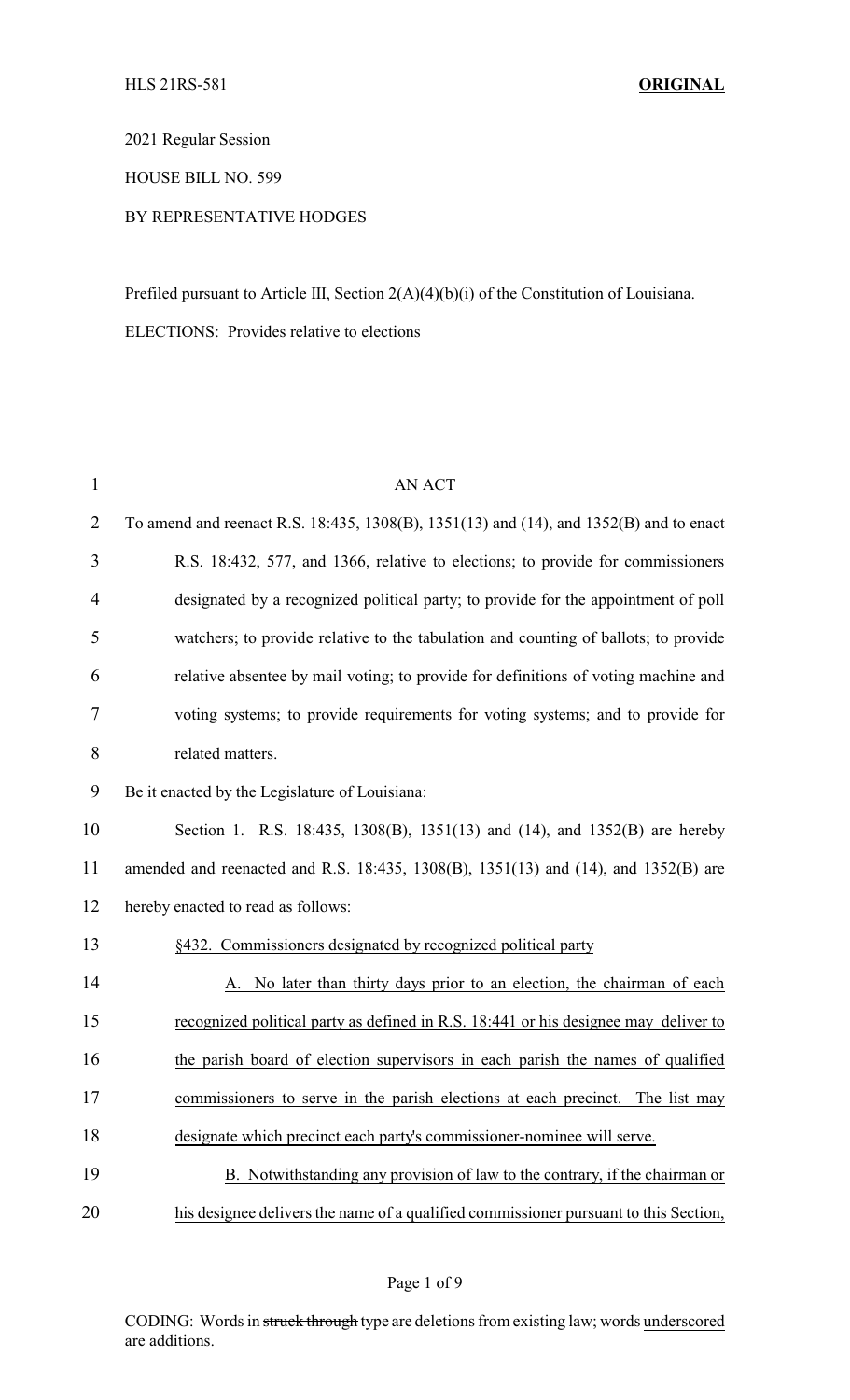2021 Regular Session

HOUSE BILL NO. 599

BY REPRESENTATIVE HODGES

Prefiled pursuant to Article III, Section 2(A)(4)(b)(i) of the Constitution of Louisiana.

ELECTIONS: Provides relative to elections

AN ACT

To amend and reenact R.S. 18:435, 1308(B), 1351(13) and (14), and 1352(B) and to enact R.S. 18:432, 577, and 1366, relative to elections; to provide for commissioners designated by a recognized political party; to provide for the appointment of poll watchers; to provide relative to the tabulation and counting of ballots; to provide relative absentee by mail voting; to provide for definitions of voting machine and voting systems; to provide requirements for voting systems; and to provide for related matters.

Be it enacted by the Legislature of Louisiana:

Section 1. R.S. 18:435, 1308(B), 1351(13) and (14), and 1352(B) are hereby amended and reenacted and R.S. 18:435, 1308(B), 1351(13) and (14), and 1352(B) are hereby enacted to read as follows:

§432. Commissioners designated by recognized political party

A. No later than thirty days prior to an election, the chairman of each recognized political party as defined in R.S. 18:441 or his designee may deliver to the parish board of election supervisors in each parish the names of qualified commissioners to serve in the parish elections at each precinct. The list may designate which precinct each party's commissioner-nominee will serve.

B. Notwithstanding any provision of law to the contrary, if the chairman or his designee delivers the name of a qualified commissioner pursuant to this Section,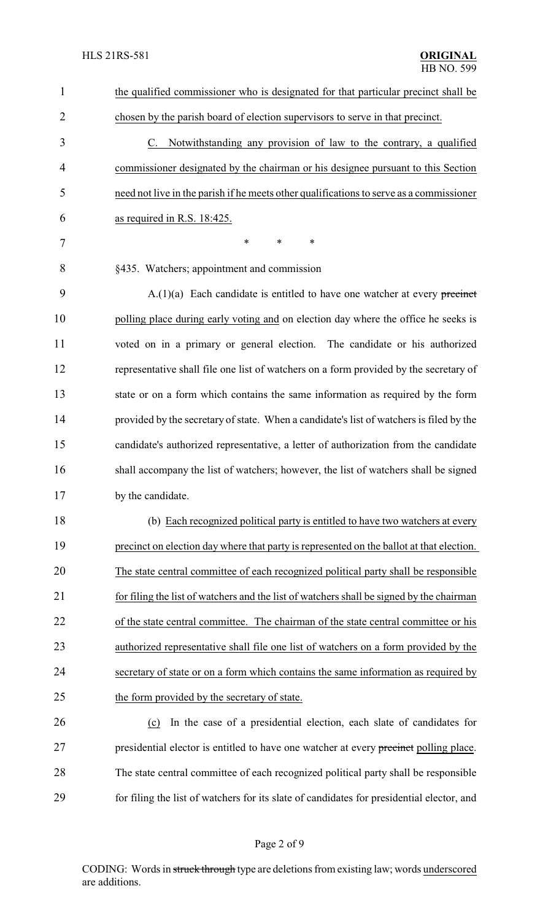the qualified commissioner who is designated for that particular precinct shall be chosen by the parish board of election supervisors to serve in that precinct.

C. Notwithstanding any provision of law to the contrary, a qualified commissioner designated by the chairman or his designee pursuant to this Section need not live in the parish if he meets other qualifications to serve as a commissioner as required in R.S. 18:425.

\* \* \*

§435. Watchers; appointment and commission

A.(1)(a) Each candidate is entitled to have one watcher at every ~~precinct~~ polling place during early voting and on election day where the office he seeks is voted on in a primary or general election. The candidate or his authorized representative shall file one list of watchers on a form provided by the secretary of state or on a form which contains the same information as required by the form provided by the secretary of state. When a candidate's list of watchers is filed by the candidate's authorized representative, a letter of authorization from the candidate shall accompany the list of watchers; however, the list of watchers shall be signed by the candidate.

(b) Each recognized political party is entitled to have two watchers at every precinct on election day where that party is represented on the ballot at that election. The state central committee of each recognized political party shall be responsible for filing the list of watchers and the list of watchers shall be signed by the chairman of the state central committee. The chairman of the state central committee or his authorized representative shall file one list of watchers on a form provided by the secretary of state or on a form which contains the same information as required by the form provided by the secretary of state.

(c) In the case of a presidential election, each slate of candidates for presidential elector is entitled to have one watcher at every ~~precinct~~ polling place. The state central committee of each recognized political party shall be responsible for filing the list of watchers for its slate of candidates for presidential elector, and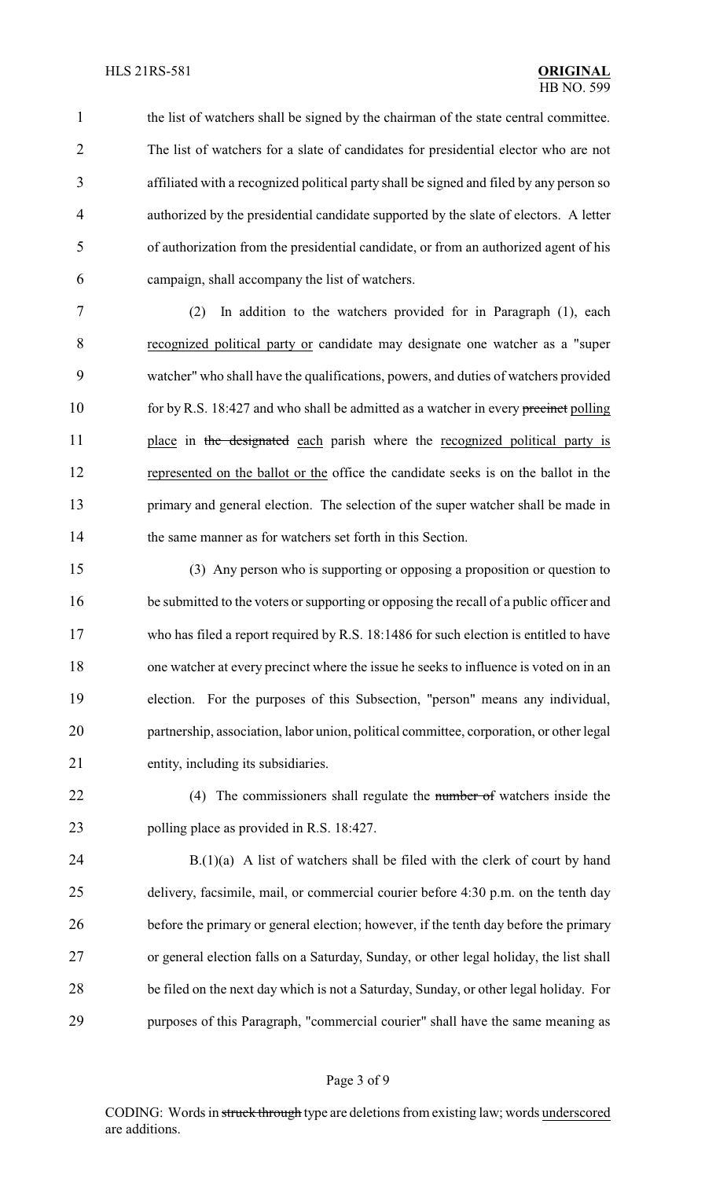the list of watchers shall be signed by the chairman of the state central committee. The list of watchers for a slate of candidates for presidential elector who are not affiliated with a recognized political party shall be signed and filed by any person so authorized by the presidential candidate supported by the slate of electors. A letter of authorization from the presidential candidate, or from an authorized agent of his campaign, shall accompany the list of watchers.

(2) In addition to the watchers provided for in Paragraph (1), each recognized political party or candidate may designate one watcher as a "super watcher" who shall have the qualifications, powers, and duties of watchers provided for by R.S. 18:427 and who shall be admitted as a watcher in every ~~precinct~~ polling place in ~~the designated~~ each parish where the recognized political party is represented on the ballot or the office the candidate seeks is on the ballot in the primary and general election. The selection of the super watcher shall be made in the same manner as for watchers set forth in this Section.

(3) Any person who is supporting or opposing a proposition or question to be submitted to the voters or supporting or opposing the recall of a public officer and who has filed a report required by R.S. 18:1486 for such election is entitled to have one watcher at every precinct where the issue he seeks to influence is voted on in an election. For the purposes of this Subsection, "person" means any individual, partnership, association, labor union, political committee, corporation, or other legal entity, including its subsidiaries.

(4) The commissioners shall regulate the ~~number of~~ watchers inside the polling place as provided in R.S. 18:427.

B.(1)(a) A list of watchers shall be filed with the clerk of court by hand delivery, facsimile, mail, or commercial courier before 4:30 p.m. on the tenth day before the primary or general election; however, if the tenth day before the primary or general election falls on a Saturday, Sunday, or other legal holiday, the list shall be filed on the next day which is not a Saturday, Sunday, or other legal holiday. For purposes of this Paragraph, "commercial courier" shall have the same meaning as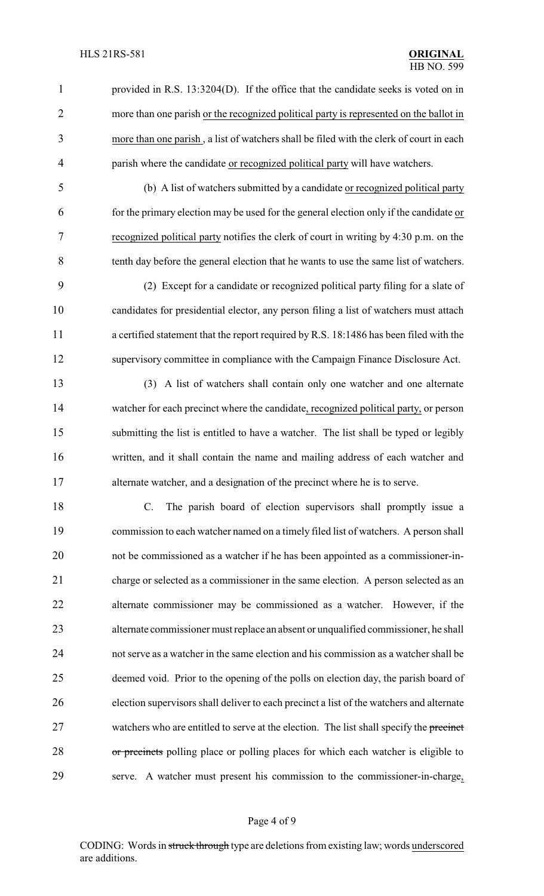provided in R.S. 13:3204(D). If the office that the candidate seeks is voted on in more than one parish or the recognized political party is represented on the ballot in more than one parish , a list of watchers shall be filed with the clerk of court in each parish where the candidate or recognized political party will have watchers.

(b) A list of watchers submitted by a candidate or recognized political party for the primary election may be used for the general election only if the candidate or recognized political party notifies the clerk of court in writing by 4:30 p.m. on the tenth day before the general election that he wants to use the same list of watchers.

(2) Except for a candidate or recognized political party filing for a slate of candidates for presidential elector, any person filing a list of watchers must attach a certified statement that the report required by R.S. 18:1486 has been filed with the supervisory committee in compliance with the Campaign Finance Disclosure Act.

(3) A list of watchers shall contain only one watcher and one alternate watcher for each precinct where the candidate, recognized political party, or person submitting the list is entitled to have a watcher. The list shall be typed or legibly written, and it shall contain the name and mailing address of each watcher and alternate watcher, and a designation of the precinct where he is to serve.

C. The parish board of election supervisors shall promptly issue a commission to each watcher named on a timely filed list of watchers. A person shall not be commissioned as a watcher if he has been appointed as a commissioner-in-charge or selected as a commissioner in the same election. A person selected as an alternate commissioner may be commissioned as a watcher. However, if the alternate commissioner must replace an absent or unqualified commissioner, he shall not serve as a watcher in the same election and his commission as a watcher shall be deemed void. Prior to the opening of the polls on election day, the parish board of election supervisors shall deliver to each precinct a list of the watchers and alternate watchers who are entitled to serve at the election. The list shall specify the ~~precinct or precincts~~ polling place or polling places for which each watcher is eligible to serve. A watcher must present his commission to the commissioner-in-charge,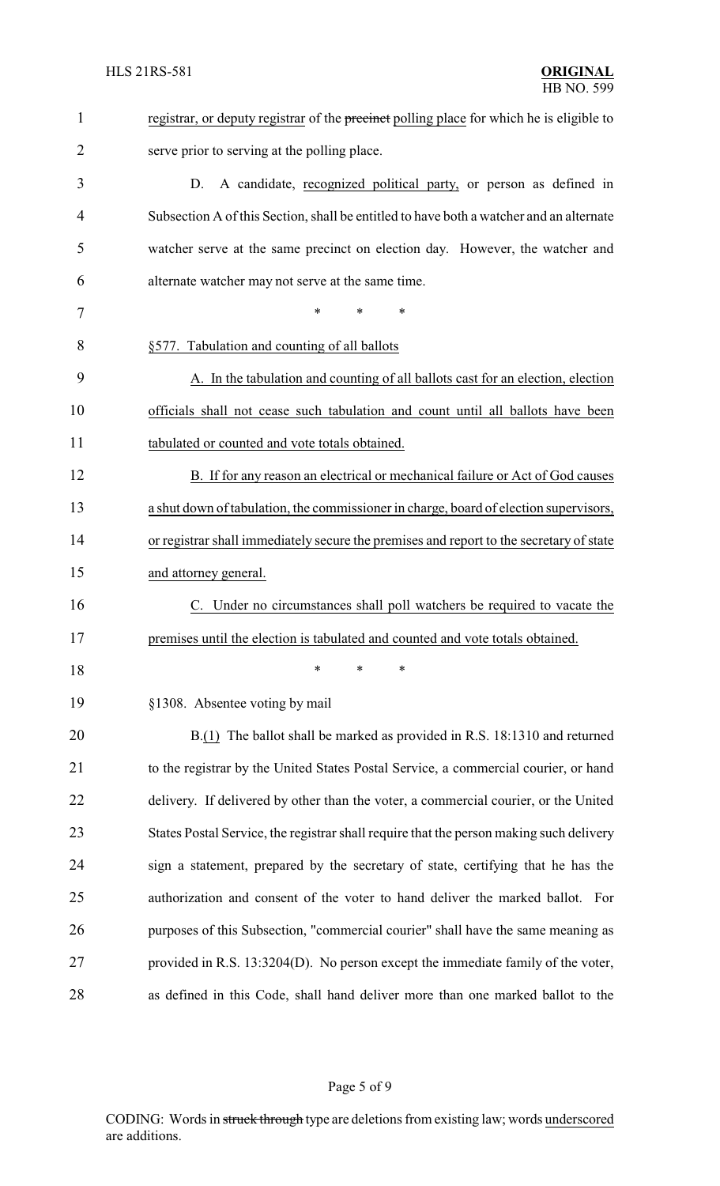registrar, or deputy registrar of the ~~precinct~~ polling place for which he is eligible to serve prior to serving at the polling place.

D. A candidate, recognized political party, or person as defined in Subsection A of this Section, shall be entitled to have both a watcher and an alternate watcher serve at the same precinct on election day. However, the watcher and alternate watcher may not serve at the same time.

\* \* \*

§577. Tabulation and counting of all ballots

A. In the tabulation and counting of all ballots cast for an election, election officials shall not cease such tabulation and count until all ballots have been tabulated or counted and vote totals obtained.

B. If for any reason an electrical or mechanical failure or Act of God causes a shut down of tabulation, the commissioner in charge, board of election supervisors, or registrar shall immediately secure the premises and report to the secretary of state and attorney general.

C. Under no circumstances shall poll watchers be required to vacate the premises until the election is tabulated and counted and vote totals obtained.

\* \* \*

§1308. Absentee voting by mail

B.(1) The ballot shall be marked as provided in R.S. 18:1310 and returned to the registrar by the United States Postal Service, a commercial courier, or hand delivery. If delivered by other than the voter, a commercial courier, or the United States Postal Service, the registrar shall require that the person making such delivery sign a statement, prepared by the secretary of state, certifying that he has the authorization and consent of the voter to hand deliver the marked ballot. For purposes of this Subsection, "commercial courier" shall have the same meaning as provided in R.S. 13:3204(D). No person except the immediate family of the voter, as defined in this Code, shall hand deliver more than one marked ballot to the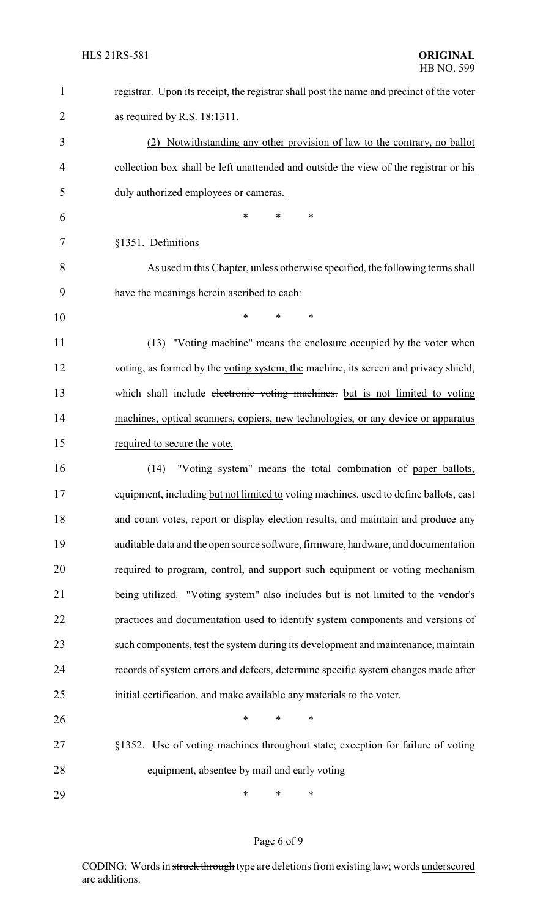registrar. Upon its receipt, the registrar shall post the name and precinct of the voter as required by R.S. 18:1311.

(2) Notwithstanding any other provision of law to the contrary, no ballot collection box shall be left unattended and outside the view of the registrar or his duly authorized employees or cameras.

\* \* \*

§1351. Definitions

As used in this Chapter, unless otherwise specified, the following terms shall have the meanings herein ascribed to each:

\* \* \*

(13) "Voting machine" means the enclosure occupied by the voter when voting, as formed by the voting system, the machine, its screen and privacy shield, which shall include ~~electronic voting machines.~~ but is not limited to voting machines, optical scanners, copiers, new technologies, or any device or apparatus required to secure the vote.

(14) "Voting system" means the total combination of paper ballots, equipment, including but not limited to voting machines, used to define ballots, cast and count votes, report or display election results, and maintain and produce any auditable data and the open source software, firmware, hardware, and documentation required to program, control, and support such equipment or voting mechanism being utilized. "Voting system" also includes but is not limited to the vendor's practices and documentation used to identify system components and versions of such components, test the system during its development and maintenance, maintain records of system errors and defects, determine specific system changes made after initial certification, and make available any materials to the voter.

\* \* \*

§1352. Use of voting machines throughout state; exception for failure of voting equipment, absentee by mail and early voting

\* \* \*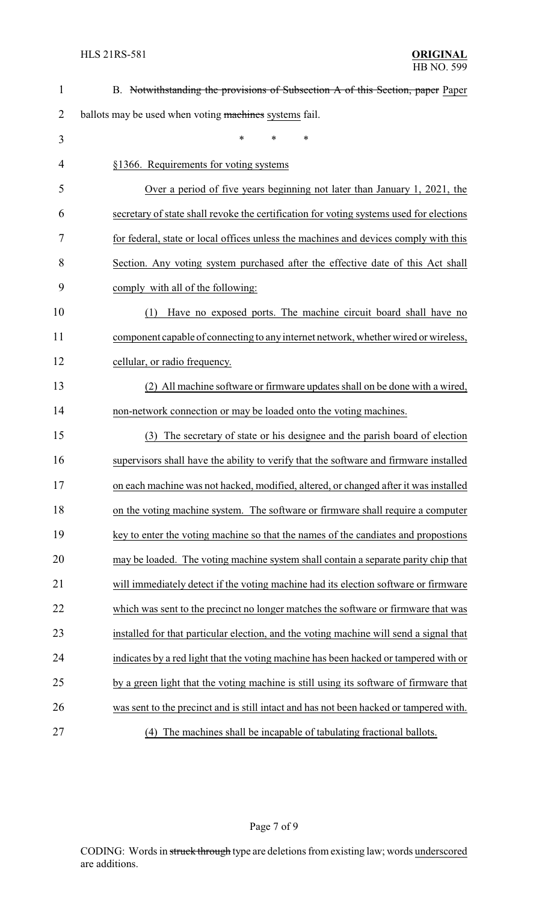B. ~~Notwithstanding the provisions of Subsection A of this Section, paper~~ Paper ballots may be used when voting ~~machines~~ systems fail.

\* \* \*

§1366. Requirements for voting systems

Over a period of five years beginning not later than January 1, 2021, the secretary of state shall revoke the certification for voting systems used for elections for federal, state or local offices unless the machines and devices comply with this Section. Any voting system purchased after the effective date of this Act shall comply with all of the following:

(1) Have no exposed ports. The machine circuit board shall have no component capable of connecting to any internet network, whether wired or wireless, cellular, or radio frequency.

(2) All machine software or firmware updates shall on be done with a wired, non-network connection or may be loaded onto the voting machines.

(3) The secretary of state or his designee and the parish board of election supervisors shall have the ability to verify that the software and firmware installed on each machine was not hacked, modified, altered, or changed after it was installed on the voting machine system. The software or firmware shall require a computer key to enter the voting machine so that the names of the candiates and propostions may be loaded. The voting machine system shall contain a separate parity chip that will immediately detect if the voting machine had its election software or firmware which was sent to the precinct no longer matches the software or firmware that was installed for that particular election, and the voting machine will send a signal that indicates by a red light that the voting machine has been hacked or tampered with or by a green light that the voting machine is still using its software of firmware that was sent to the precinct and is still intact and has not been hacked or tampered with.

(4) The machines shall be incapable of tabulating fractional ballots.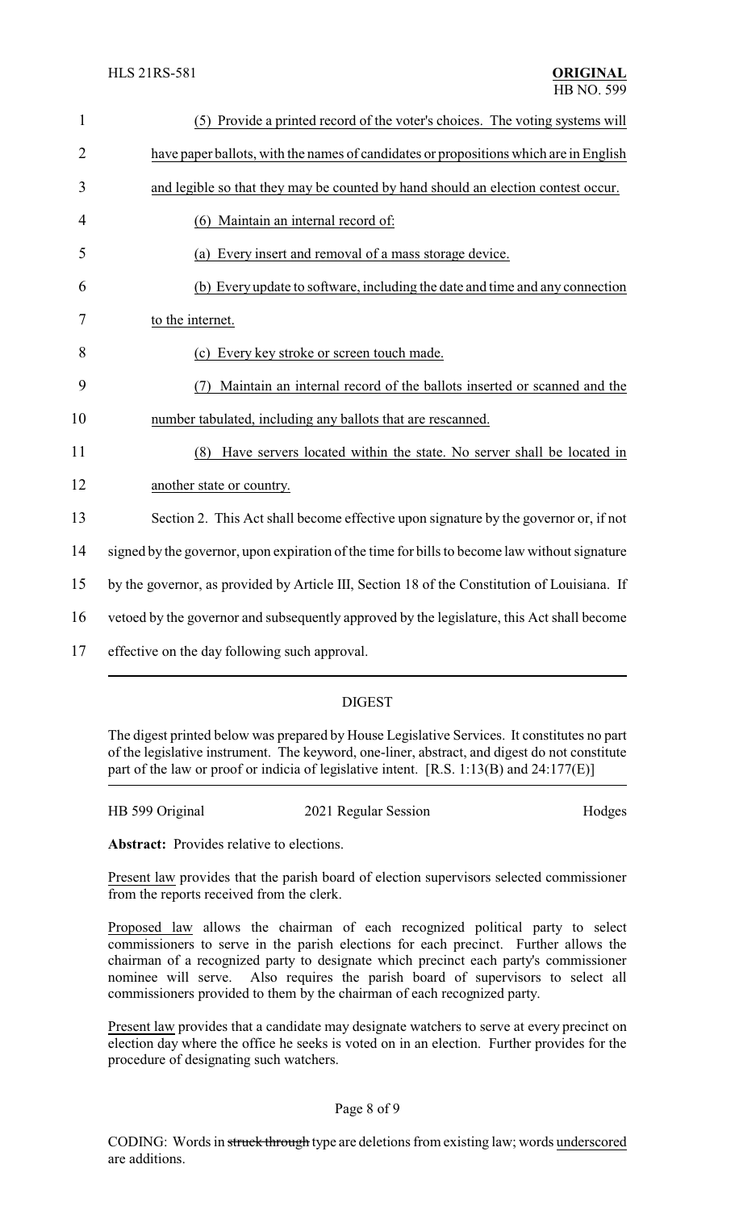(5) Provide a printed record of the voter's choices. The voting systems will have paper ballots, with the names of candidates or propositions which are in English and legible so that they may be counted by hand should an election contest occur.

(6) Maintain an internal record of:

(a) Every insert and removal of a mass storage device.

(b) Every update to software, including the date and time and any connection to the internet.

(c) Every key stroke or screen touch made.

(7) Maintain an internal record of the ballots inserted or scanned and the number tabulated, including any ballots that are rescanned.

(8) Have servers located within the state. No server shall be located in another state or country.

Section 2. This Act shall become effective upon signature by the governor or, if not signed by the governor, upon expiration of the time for bills to become law without signature by the governor, as provided by Article III, Section 18 of the Constitution of Louisiana. If vetoed by the governor and subsequently approved by the legislature, this Act shall become effective on the day following such approval.

---

## DIGEST

The digest printed below was prepared by House Legislative Services. It constitutes no part of the legislative instrument. The keyword, one-liner, abstract, and digest do not constitute part of the law or proof or indicia of legislative intent. [R.S. 1:13(B) and 24:177(E)]

HB 599 Original — 2021 Regular Session — Hodges

**Abstract:** Provides relative to elections.

Present law provides that the parish board of election supervisors selected commissioner from the reports received from the clerk.

Proposed law allows the chairman of each recognized political party to select commissioners to serve in the parish elections for each precinct. Further allows the chairman of a recognized party to designate which precinct each party's commissioner nominee will serve. Also requires the parish board of supervisors to select all commissioners provided to them by the chairman of each recognized party.

Present law provides that a candidate may designate watchers to serve at every precinct on election day where the office he seeks is voted on in an election. Further provides for the procedure of designating such watchers.

CODING: Words in ~~struck through~~ type are deletions from existing law; words underscored are additions.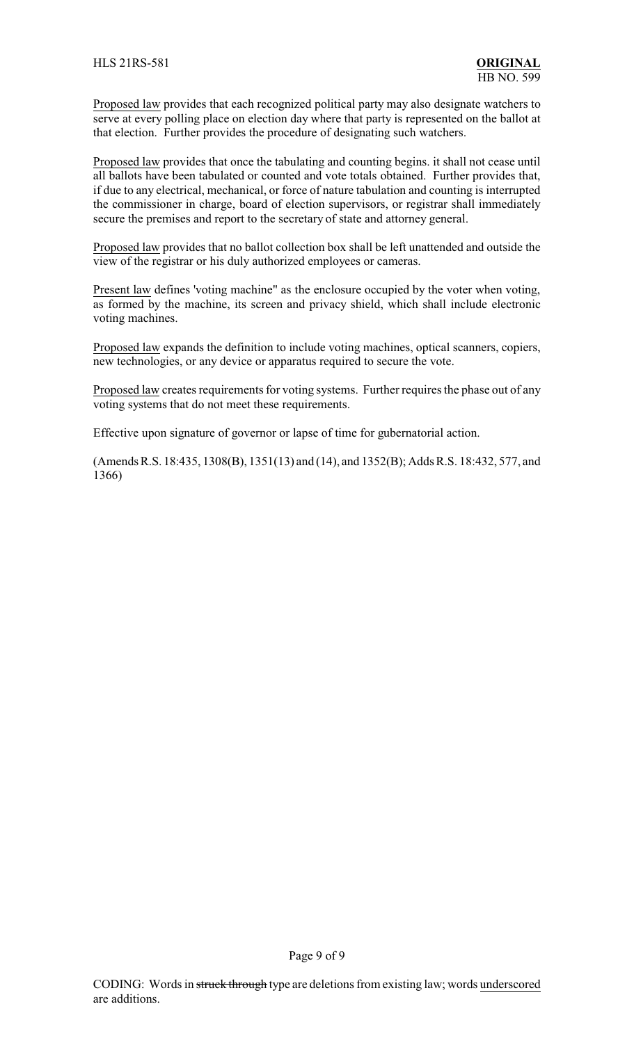Proposed law provides that each recognized political party may also designate watchers to serve at every polling place on election day where that party is represented on the ballot at that election. Further provides the procedure of designating such watchers.

Proposed law provides that once the tabulating and counting begins. it shall not cease until all ballots have been tabulated or counted and vote totals obtained. Further provides that, if due to any electrical, mechanical, or force of nature tabulation and counting is interrupted the commissioner in charge, board of election supervisors, or registrar shall immediately secure the premises and report to the secretary of state and attorney general.

Proposed law provides that no ballot collection box shall be left unattended and outside the view of the registrar or his duly authorized employees or cameras.

Present law defines 'voting machine" as the enclosure occupied by the voter when voting, as formed by the machine, its screen and privacy shield, which shall include electronic voting machines.

Proposed law expands the definition to include voting machines, optical scanners, copiers, new technologies, or any device or apparatus required to secure the vote.

Proposed law creates requirements for voting systems. Further requires the phase out of any voting systems that do not meet these requirements.

Effective upon signature of governor or lapse of time for gubernatorial action.

(Amends R.S. 18:435, 1308(B), 1351(13) and (14), and 1352(B); Adds R.S. 18:432, 577, and 1366)

CODING: Words in ~~struck through~~ type are deletions from existing law; words underscored are additions.